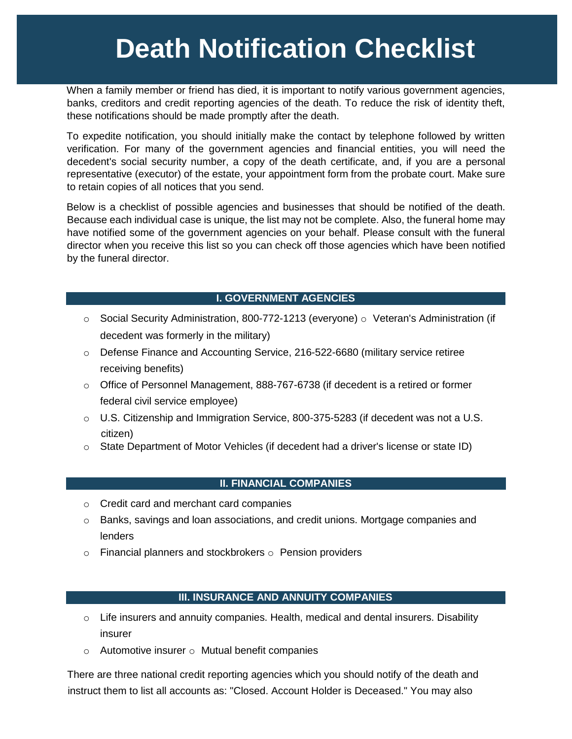# Death Notification Checklist

When a family member or friend has died, it is important to notify various government agencies, banks, creditors and credit reporting agencies of the death. To reduce the risk of identity theft, these notifications should be made promptly after the death.

To expedite notification, you should initially make the contact by telephone followed by written verification. For many of the government agencies and financial entities, you will need the decedent's social security number, a copy of the death certificate, and, if you are a personal representative (executor) of the estate, your appointment form from the probate court. Make sure to retain copies of all notices that you send.

Below is a checklist of possible agencies and businesses that should be notified of the death. Because each individual case is unique, the list may not be complete. Also, the funeral home may have notified some of the government agencies on your behalf. Please consult with the funeral director when you receive this list so you can check off those agencies which have been notified by the funeral director.

## I. GOVERNMENT AGENCIES

- Social Security Administration, 800-772-1213 (everyone)
- Veteran's Administration (if decedent was formerly in the military)
- Defense Finance and Accounting Service, 216-522-6680 (military service retiree receiving benefits)
- Office of Personnel Management, 888-767-6738 (if decedent is a retired or former federal civil service employee)
- U.S. Citizenship and Immigration Service, 800-375-5283 (if decedent was not a U.S. citizen)
- State Department of Motor Vehicles (if decedent had a driver's license or state ID)

## II. FINANCIAL COMPANIES

- Credit card and merchant card companies
- Banks, savings and loan associations, and credit unions. Mortgage companies and lenders
- Financial planners and stockbrokers
- Pension providers

## III. INSURANCE AND ANNUITY COMPANIES

- Life insurers and annuity companies. Health, medical and dental insurers. Disability insurer
- Automotive insurer
- Mutual benefit companies

There are three national credit reporting agencies which you should notify of the death and instruct them to list all accounts as: "Closed. Account Holder is Deceased." You may also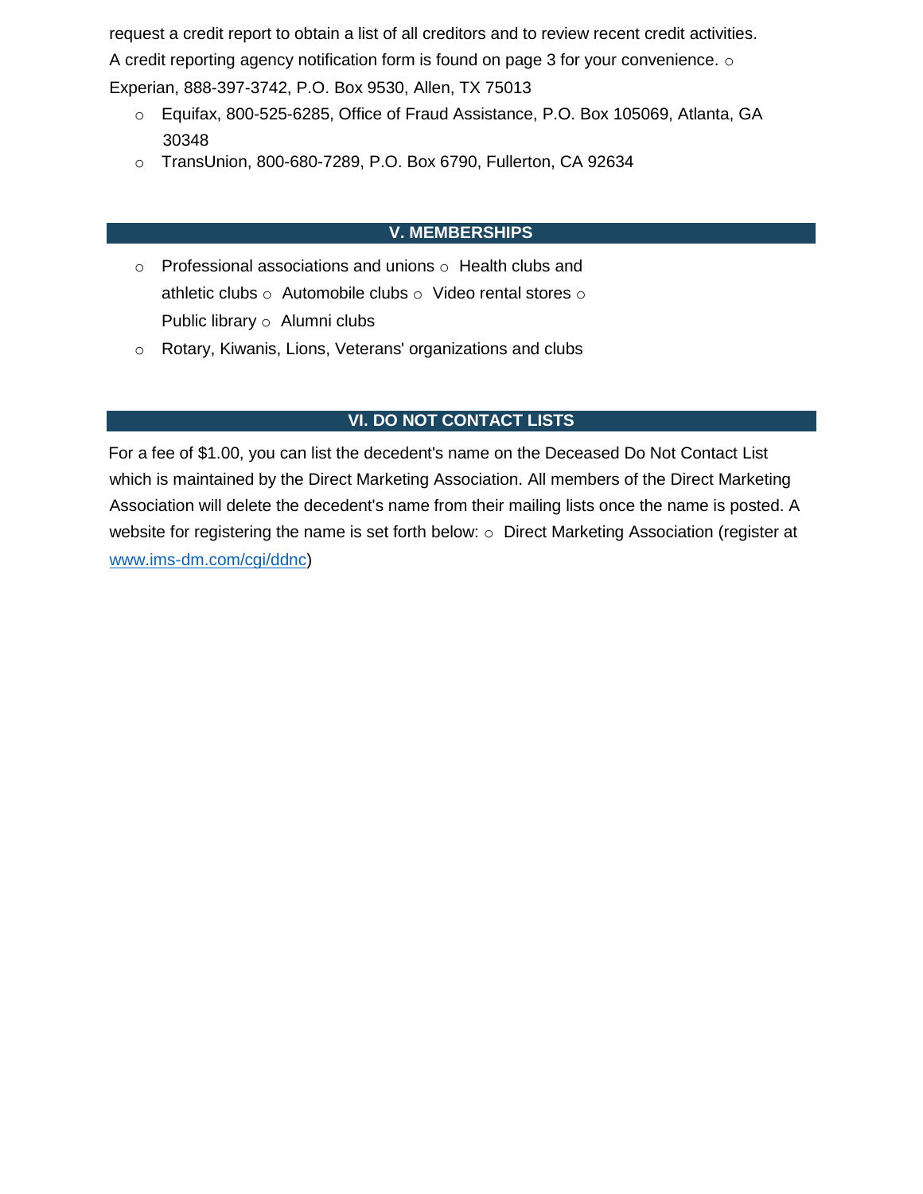request a credit report to obtain a list of all creditors and to review recent credit activities. A credit reporting agency notification form is found on page 3 for your convenience.

- Experian, 888-397-3742, P.O. Box 9530, Allen, TX 75013
- Equifax, 800-525-6285, Office of Fraud Assistance, P.O. Box 105069, Atlanta, GA 30348
- TransUnion, 800-680-7289, P.O. Box 6790, Fullerton, CA 92634

## V. MEMBERSHIPS

- Professional associations and unions
- Health clubs and athletic clubs
- Automobile clubs
- Video rental stores
- Public library
- Alumni clubs
- Rotary, Kiwanis, Lions, Veterans' organizations and clubs

## VI. DO NOT CONTACT LISTS

For a fee of $1.00, you can list the decedent's name on the Deceased Do Not Contact List which is maintained by the Direct Marketing Association. All members of the Direct Marketing Association will delete the decedent's name from their mailing lists once the name is posted. A website for registering the name is set forth below:

- Direct Marketing Association (register at www.ims-dm.com/cgi/ddnc)